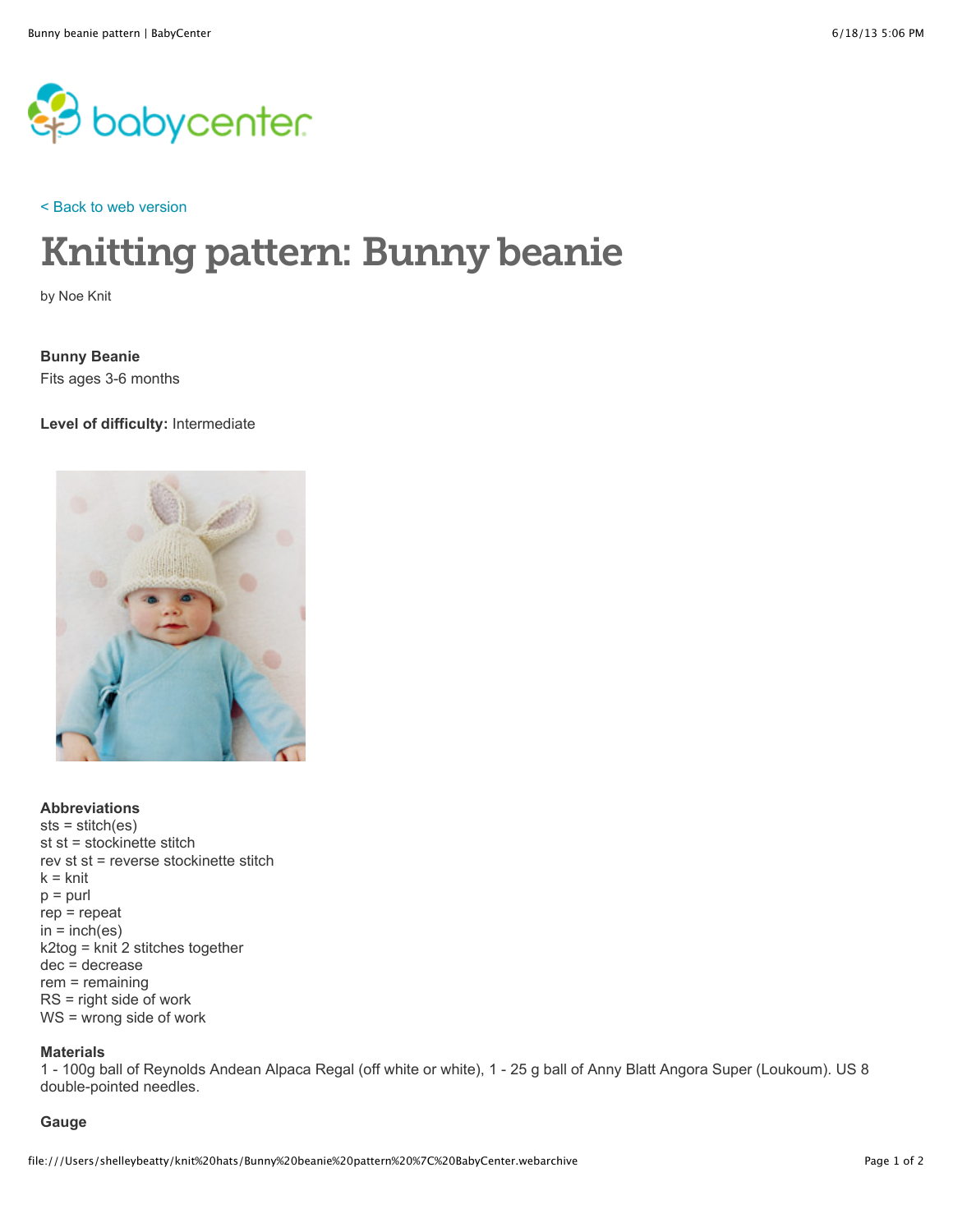< Back to web version

# Knitting pattern: Bunny beanie

by Noe Knit

**Bunny Beanie**
Fits ages 3-6 months

**Level of difficulty:** Intermediate

**Abbreviations**
sts = stitch(es)
st st = stockinette stitch
rev st st = reverse stockinette stitch
k = knit
p = purl
rep = repeat
in = inch(es)
k2tog = knit 2 stitches together
dec = decrease
rem = remaining
RS = right side of work
WS = wrong side of work

**Materials**
1 - 100g ball of Reynolds Andean Alpaca Regal (off white or white), 1 - 25 g ball of Anny Blatt Angora Super (Loukoum). US 8 double-pointed needles.

**Gauge**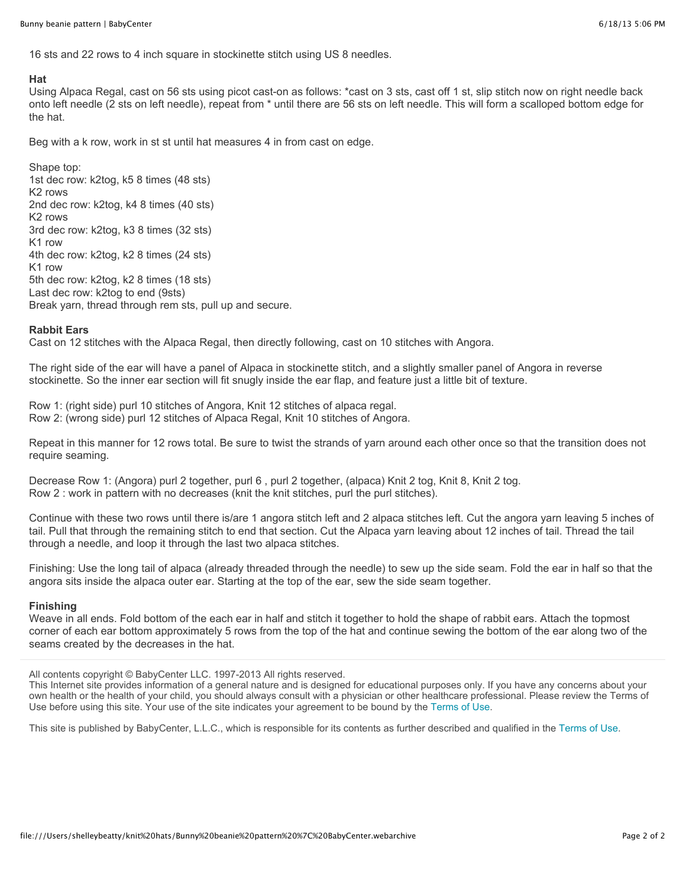16 sts and 22 rows to 4 inch square in stockinette stitch using US 8 needles.

**Hat**

Using Alpaca Regal, cast on 56 sts using picot cast-on as follows: *cast on 3 sts, cast off 1 st, slip stitch now on right needle back onto left needle (2 sts on left needle), repeat from * until there are 56 sts on left needle. This will form a scalloped bottom edge for the hat.

Beg with a k row, work in st st until hat measures 4 in from cast on edge.

Shape top:
1st dec row: k2tog, k5 8 times (48 sts)
K2 rows
2nd dec row: k2tog, k4 8 times (40 sts)
K2 rows
3rd dec row: k2tog, k3 8 times (32 sts)
K1 row
4th dec row: k2tog, k2 8 times (24 sts)
K1 row
5th dec row: k2tog, k2 8 times (18 sts)
Last dec row: k2tog to end (9sts)
Break yarn, thread through rem sts, pull up and secure.

**Rabbit Ears**

Cast on 12 stitches with the Alpaca Regal, then directly following, cast on 10 stitches with Angora.

The right side of the ear will have a panel of Alpaca in stockinette stitch, and a slightly smaller panel of Angora in reverse stockinette. So the inner ear section will fit snugly inside the ear flap, and feature just a little bit of texture.

Row 1: (right side) purl 10 stitches of Angora, Knit 12 stitches of alpaca regal.
Row 2: (wrong side) purl 12 stitches of Alpaca Regal, Knit 10 stitches of Angora.

Repeat in this manner for 12 rows total. Be sure to twist the strands of yarn around each other once so that the transition does not require seaming.

Decrease Row 1: (Angora) purl 2 together, purl 6 , purl 2 together, (alpaca) Knit 2 tog, Knit 8, Knit 2 tog.
Row 2 : work in pattern with no decreases (knit the knit stitches, purl the purl stitches).

Continue with these two rows until there is/are 1 angora stitch left and 2 alpaca stitches left. Cut the angora yarn leaving 5 inches of tail. Pull that through the remaining stitch to end that section. Cut the Alpaca yarn leaving about 12 inches of tail. Thread the tail through a needle, and loop it through the last two alpaca stitches.

Finishing: Use the long tail of alpaca (already threaded through the needle) to sew up the side seam. Fold the ear in half so that the angora sits inside the alpaca outer ear. Starting at the top of the ear, sew the side seam together.

**Finishing**

Weave in all ends. Fold bottom of the each ear in half and stitch it together to hold the shape of rabbit ears. Attach the topmost corner of each ear bottom approximately 5 rows from the top of the hat and continue sewing the bottom of the ear along two of the seams created by the decreases in the hat.

---

All contents copyright © BabyCenter LLC. 1997-2013 All rights reserved.
This Internet site provides information of a general nature and is designed for educational purposes only. If you have any concerns about your own health or the health of your child, you should always consult with a physician or other healthcare professional. Please review the Terms of Use before using this site. Your use of the site indicates your agreement to be bound by the Terms of Use.

This site is published by BabyCenter, L.L.C., which is responsible for its contents as further described and qualified in the Terms of Use.